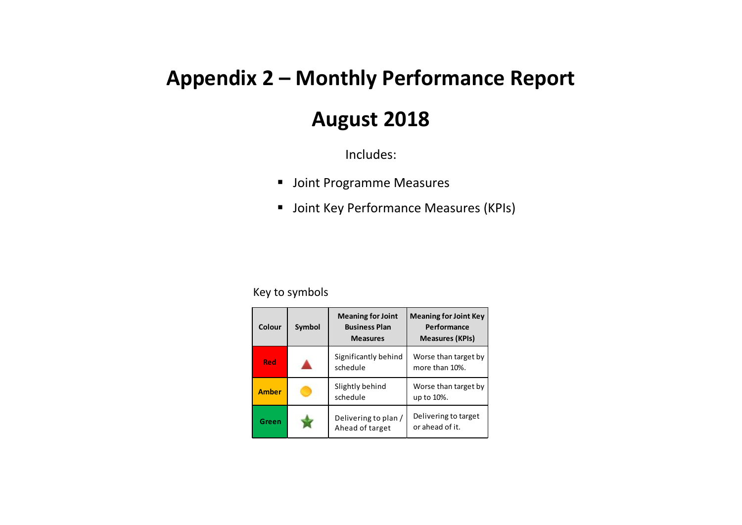# Appendix 2 – Monthly Performance Report

# August 2018

Includes:

- Joint Programme Measures
- Joint Key Performance Measures (KPIs)

Key to symbols

| Colour | Symbol | Meaning for Joint Business Plan Measures | Meaning for Joint Key Performance Measures (KPIs) |
|---|---|---|---|
| Red | ▲ | Significantly behind schedule | Worse than target by more than 10%. |
| Amber | ● | Slightly behind schedule | Worse than target by up to 10%. |
| Green | ★ | Delivering to plan / Ahead of target | Delivering to target or ahead of it. |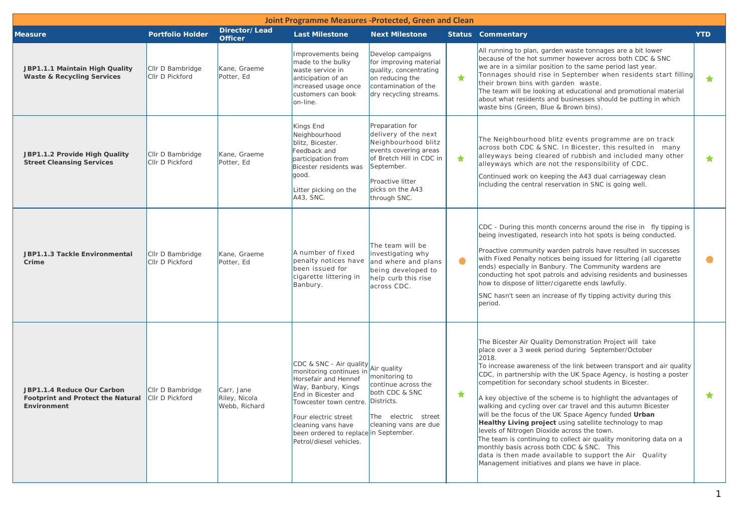| Joint Programme Measures -Protected, Green and Clean | | | | | | | |
|---|---|---|---|---|---|---|---|
| **Measure** | **Portfolio Holder** | **Director/ Lead Officer** | **Last Milestone** | **Next Milestone** | **Status** | **Commentary** | **YTD** |
| **JBP1.1.1 Maintain High Quality Waste & Recycling Services** | Cllr D Bambridge<br>Cllr D Pickford | Kane, Graeme<br>Potter, Ed | Improvements being made to the bulky waste service in anticipation of an increased usage once customers can book on-line. | Develop campaigns for improving material quality, concentrating on reducing the contamination of the dry recycling streams. | ★ | All running to plan, garden waste tonnages are a bit lower because of the hot summer however across both CDC & SNC we are in a similar position to the same period last year. Tonnages should rise in September when residents start filling their brown bins with garden waste.<br>The team will be looking at educational and promotional material about what residents and businesses should be putting in which waste bins (Green, Blue & Brown bins). | ★ |
| **JBP1.1.2 Provide High Quality Street Cleansing Services** | Cllr D Bambridge<br>Cllr D Pickford | Kane, Graeme<br>Potter, Ed | Kings End Neighbourhood blitz, Bicester. Feedback and participation from Bicester residents was good.<br><br>Litter picking on the A43, SNC. | Preparation for delivery of the next Neighbourhood blitz events covering areas of Bretch Hill in CDC in September.<br><br>Proactive litter picks on the A43 through SNC. | ★ | The Neighbourhood blitz events programme are on track across both CDC & SNC. In Bicester, this resulted in many alleyways being cleared of rubbish and included many other alleyways which are not the responsibility of CDC.<br>Continued work on keeping the A43 dual carriageway clean including the central reservation in SNC is going well. | ★ |
| **JBP1.1.3 Tackle Environmental Crime** | Cllr D Bambridge<br>Cllr D Pickford | Kane, Graeme<br>Potter, Ed | A number of fixed penalty notices have been issued for cigarette littering in Banbury. | The team will be investigating why and where and plans being developed to help curb this rise across CDC. | ● | CDC - During this month concerns around the rise in fly tipping is being investigated, research into hot spots is being conducted.<br><br>Proactive community warden patrols have resulted in successes with Fixed Penalty notices being issued for littering (all cigarette ends) especially in Banbury. The Community wardens are conducting hot spot patrols and advising residents and businesses how to dispose of litter/cigarette ends lawfully.<br><br>SNC hasn't seen an increase of fly tipping activity during this period. | ● |
| **JBP1.1.4 Reduce Our Carbon Footprint and Protect the Natural Environment** | Cllr D Bambridge<br>Cllr D Pickford | Carr, Jane<br>Riley, Nicola<br>Webb, Richard | CDC & SNC - Air quality monitoring continues in Horsefair and Hennef Way, Banbury, Kings End in Bicester and Towcester town centre.<br><br>Four electric street cleaning vans have been ordered to replace Petrol/diesel vehicles. | Air quality monitoring to continue across the both CDC & SNC Districts.<br><br>The electric street cleaning vans are due in September. | ★ | The Bicester Air Quality Demonstration Project will take place over a 3 week period during September/October 2018.<br>To increase awareness of the link between transport and air quality CDC, in partnership with the UK Space Agency, is hosting a poster competition for secondary school students in Bicester.<br><br>A key objective of the scheme is to highlight the advantages of walking and cycling over car travel and this autumn Bicester will be the focus of the UK Space Agency funded **Urban Healthy Living project** using satellite technology to map levels of Nitrogen Dioxide across the town.<br>The team is continuing to collect air quality monitoring data on a monthly basis across both CDC & SNC. This data is then made available to support the Air Quality Management initiatives and plans we have in place. | ★ |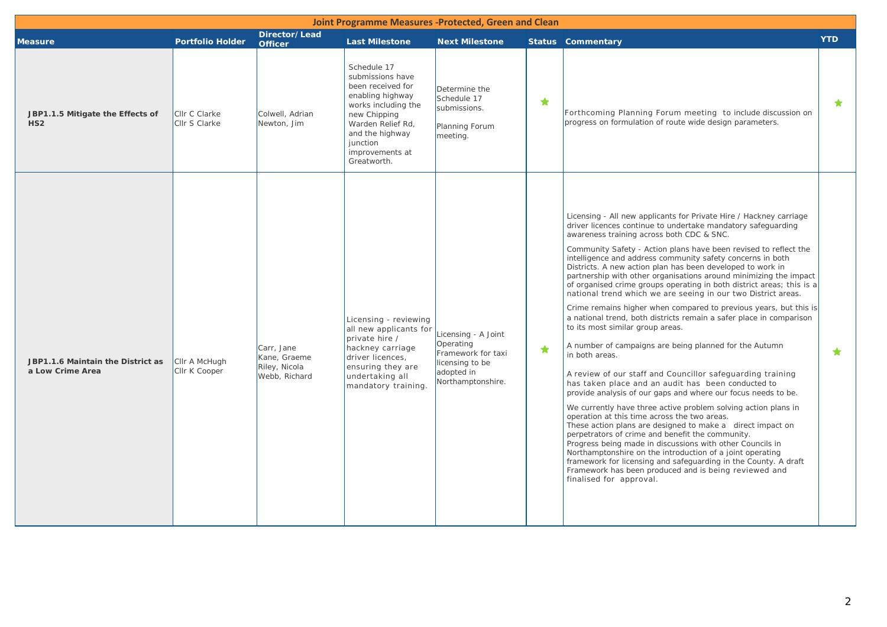# Joint Programme Measures -Protected, Green and Clean

| Measure | Portfolio Holder | Director/ Lead Officer | Last Milestone | Next Milestone | Status | Commentary | YTD |
|---|---|---|---|---|---|---|---|
| **JBP1.1.5 Mitigate the Effects of HS2** | Cllr C Clarke<br>Cllr S Clarke | Colwell, Adrian<br>Newton, Jim | Schedule 17 submissions have been received for enabling highway works including the new Chipping Warden Relief Rd, and the highway junction improvements at Greatworth. | Determine the Schedule 17 submissions.<br><br>Planning Forum meeting. | ★ | Forthcoming Planning Forum meeting to include discussion on progress on formulation of route wide design parameters. | ★ |
| **JBP1.1.6 Maintain the District as a Low Crime Area** | Cllr A McHugh<br>Cllr K Cooper | Carr, Jane<br>Kane, Graeme<br>Riley, Nicola<br>Webb, Richard | Licensing - reviewing all new applicants for private hire / hackney carriage driver licences, ensuring they are undertaking all mandatory training. | Licensing - A Joint Operating Framework for taxi licensing to be adopted in Northamptonshire. | ★ | Licensing - All new applicants for Private Hire / Hackney carriage driver licences continue to undertake mandatory safeguarding awareness training across both CDC & SNC.<br><br>Community Safety - Action plans have been revised to reflect the intelligence and address community safety concerns in both Districts. A new action plan has been developed to work in partnership with other organisations around minimizing the impact of organised crime groups operating in both district areas; this is a national trend which we are seeing in our two District areas.<br><br>Crime remains higher when compared to previous years, but this is a national trend, both districts remain a safer place in comparison to its most similar group areas.<br><br>A number of campaigns are being planned for the Autumn in both areas.<br><br>A review of our staff and Councillor safeguarding training has taken place and an audit has been conducted to provide analysis of our gaps and where our focus needs to be.<br><br>We currently have three active problem solving action plans in operation at this time across the two areas.<br>These action plans are designed to make a direct impact on perpetrators of crime and benefit the community.<br>Progress being made in discussions with other Councils in Northamptonshire on the introduction of a joint operating framework for licensing and safeguarding in the County. A draft Framework has been produced and is being reviewed and finalised for approval. | ★ |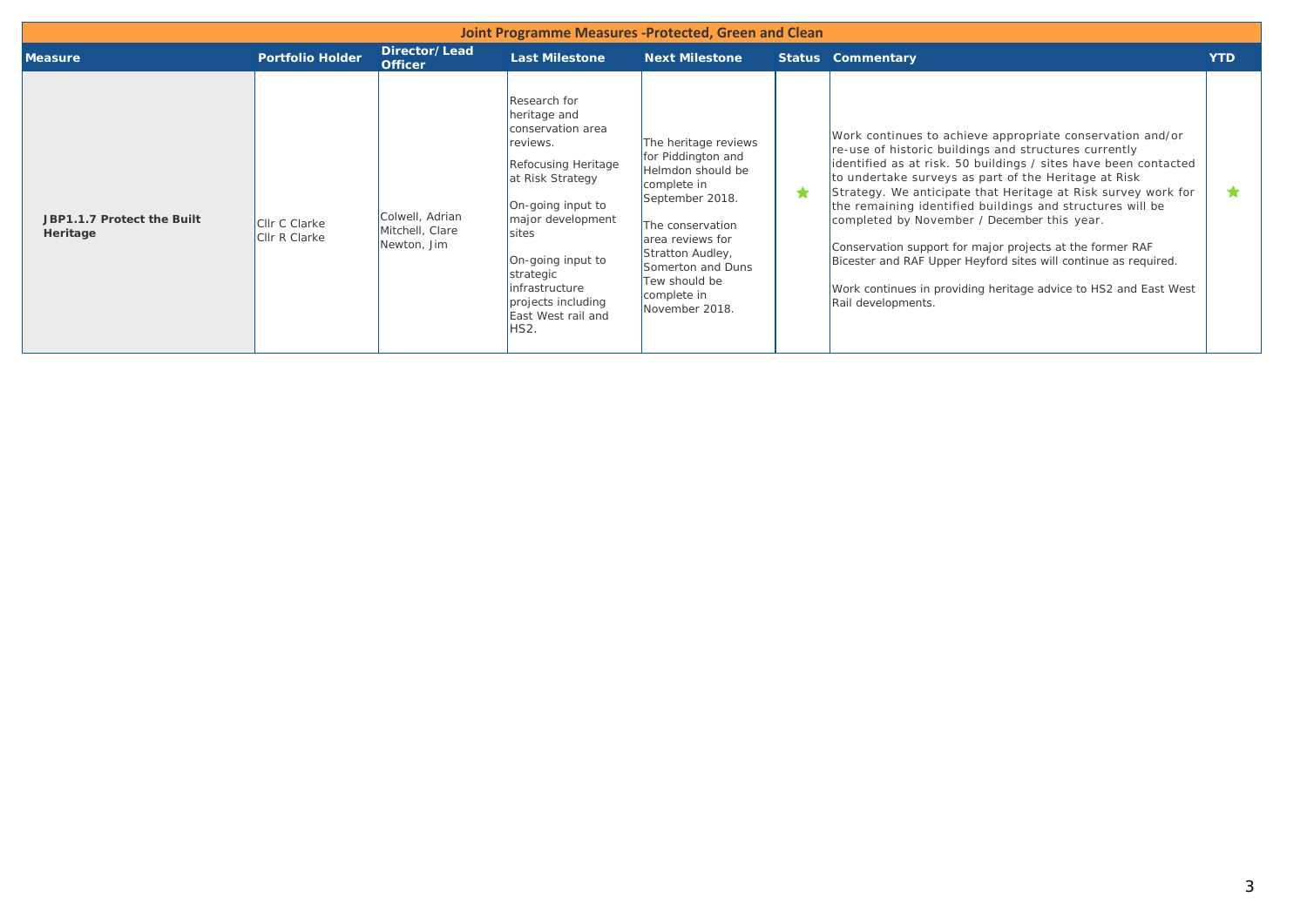## Joint Programme Measures -Protected, Green and Clean

| Measure | Portfolio Holder | Director/ Lead Officer | Last Milestone | Next Milestone | Status | Commentary | YTD |
|---|---|---|---|---|---|---|---|
| **JBP1.1.7 Protect the Built Heritage** | Cllr C Clarke<br>Cllr R Clarke | Colwell, Adrian<br>Mitchell, Clare<br>Newton, Jim | Research for heritage and conservation area reviews.<br><br>Refocusing Heritage at Risk Strategy<br><br>On-going input to major development sites<br><br>On-going input to strategic infrastructure projects including East West rail and HS2. | The heritage reviews for Piddington and Helmdon should be complete in September 2018.<br><br>The conservation area reviews for Stratton Audley, Somerton and Duns Tew should be complete in November 2018. | ★ | Work continues to achieve appropriate conservation and/or re-use of historic buildings and structures currently identified as at risk. 50 buildings / sites have been contacted to undertake surveys as part of the Heritage at Risk Strategy. We anticipate that Heritage at Risk survey work for the remaining identified buildings and structures will be completed by November / December this year.<br><br>Conservation support for major projects at the former RAF Bicester and RAF Upper Heyford sites will continue as required.<br><br>Work continues in providing heritage advice to HS2 and East West Rail developments. | ★ |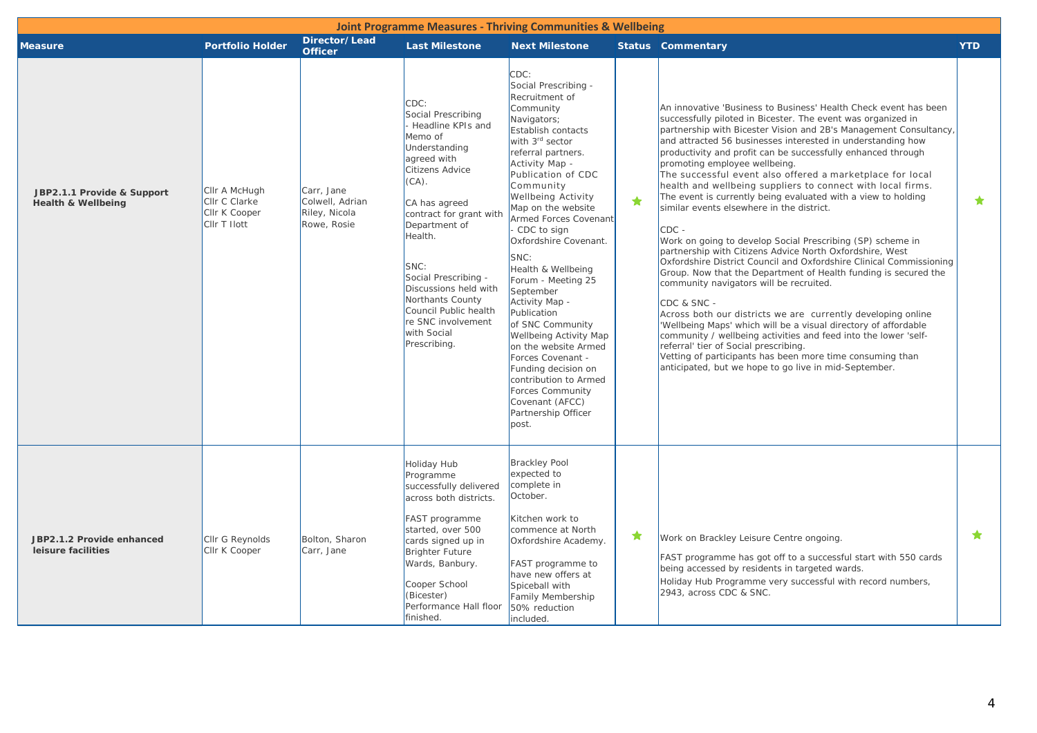| Joint Programme Measures - Thriving Communities & Wellbeing | | | | | | | |
|---|---|---|---|---|---|---|---|
| **Measure** | **Portfolio Holder** | **Director/Lead Officer** | **Last Milestone** | **Next Milestone** | **Status** | **Commentary** | **YTD** |
| **JBP2.1.1 Provide & Support Health & Wellbeing** | Cllr A McHugh<br>Cllr C Clarke<br>Cllr K Cooper<br>Cllr T Ilott | Carr, Jane<br>Colwell, Adrian<br>Riley, Nicola<br>Rowe, Rosie | CDC:<br>Social Prescribing - Headline KPIs and Memo of Understanding agreed with Citizens Advice (CA).<br><br>CA has agreed contract for grant with Department of Health.<br><br>SNC:<br>Social Prescribing - Discussions held with Northants County Council Public health re SNC involvement with Social Prescribing. | CDC:<br>Social Prescribing - Recruitment of Community Navigators;<br>Establish contacts with 3rd sector referral partners.<br>Activity Map - Publication of CDC Community Wellbeing Activity Map on the website<br>Armed Forces Covenant - CDC to sign Oxfordshire Covenant.<br><br>SNC:<br>Health & Wellbeing Forum - Meeting 25 September<br>Activity Map - Publication of SNC Community Wellbeing Activity Map on the website Armed Forces Covenant - Funding decision on contribution to Armed Forces Community Covenant (AFCC) Partnership Officer post. | ★ | An innovative 'Business to Business' Health Check event has been successfully piloted in Bicester. The event was organized in partnership with Bicester Vision and 2B's Management Consultancy, and attracted 56 businesses interested in understanding how productivity and profit can be successfully enhanced through promoting employee wellbeing.<br>The successful event also offered a marketplace for local health and wellbeing suppliers to connect with local firms. The event is currently being evaluated with a view to holding similar events elsewhere in the district.<br><br>CDC -<br>Work on going to develop Social Prescribing (SP) scheme in partnership with Citizens Advice North Oxfordshire, West Oxfordshire District Council and Oxfordshire Clinical Commissioning Group. Now that the Department of Health funding is secured the community navigators will be recruited.<br><br>CDC & SNC -<br>Across both our districts we are currently developing online 'Wellbeing Maps' which will be a visual directory of affordable community / wellbeing activities and feed into the lower 'self-referral' tier of Social prescribing.<br>Vetting of participants has been more time consuming than anticipated, but we hope to go live in mid-September. | ★ |
| **JBP2.1.2 Provide enhanced leisure facilities** | Cllr G Reynolds<br>Cllr K Cooper | Bolton, Sharon<br>Carr, Jane | Holiday Hub Programme successfully delivered across both districts.<br><br>FAST programme started, over 500 cards signed up in Brighter Future Wards, Banbury.<br><br>Cooper School (Bicester) Performance Hall floor finished. | Brackley Pool expected to complete in October.<br><br>Kitchen work to commence at North Oxfordshire Academy.<br><br>FAST programme to have new offers at Spiceball with Family Membership 50% reduction included. | ★ | Work on Brackley Leisure Centre ongoing.<br>FAST programme has got off to a successful start with 550 cards being accessed by residents in targeted wards.<br>Holiday Hub Programme very successful with record numbers, 2943, across CDC & SNC. | ★ |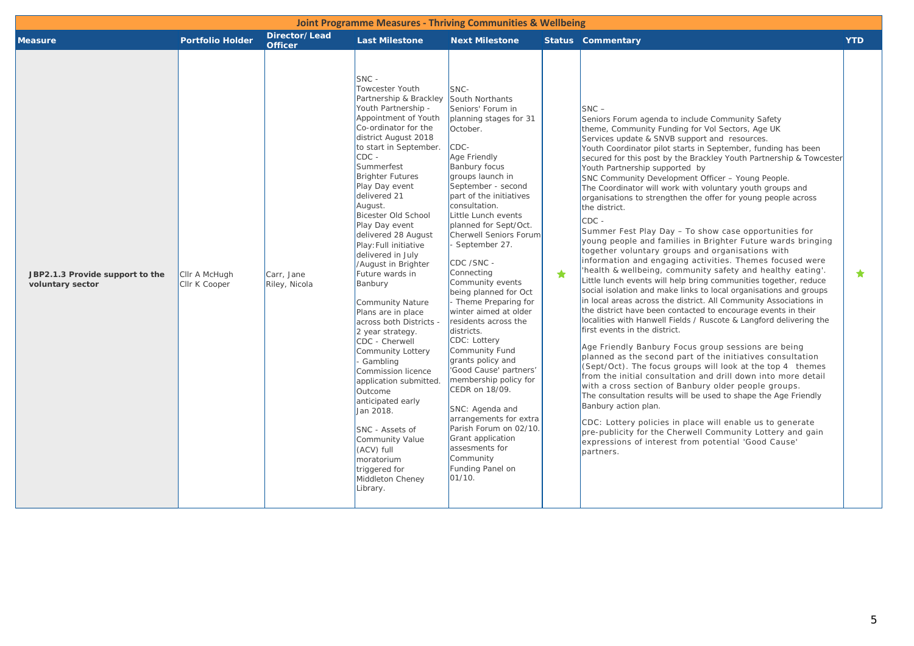| Joint Programme Measures - Thriving Communities & Wellbeing | | | | | | | |
|---|---|---|---|---|---|---|---|
| **Measure** | **Portfolio Holder** | **Director/Lead Officer** | **Last Milestone** | **Next Milestone** | **Status** | **Commentary** | **YTD** |
| **JBP2.1.3 Provide support to the voluntary sector** | Cllr A McHugh<br>Cllr K Cooper | Carr, Jane<br>Riley, Nicola | SNC -<br>Towcester Youth Partnership & Brackley Youth Partnership - Appointment of Youth Co-ordinator for the district August 2018 to start in September.<br>CDC -<br>Summerfest<br>Brighter Futures<br>Play Day event delivered 21 August.<br>Bicester Old School Play Day event delivered 28 August<br>Play:Full initiative delivered in July /August in Brighter Future wards in Banbury<br><br>Community Nature Plans are in place across both Districts - 2 year strategy.<br>CDC - Cherwell Community Lottery - Gambling Commission licence application submitted. Outcome anticipated early Jan 2018.<br><br>SNC - Assets of Community Value (ACV) full moratorium triggered for Middleton Cheney Library. | SNC-<br>South Northants Seniors' Forum in planning stages for 31 October.<br><br>CDC-<br>Age Friendly Banbury focus groups launch in September - second part of the initiatives consultation.<br>Little Lunch events planned for Sept/Oct.<br>Cherwell Seniors Forum - September 27.<br><br>CDC /SNC -<br>Connecting Community events being planned for Oct - Theme Preparing for winter aimed at older residents across the districts.<br>CDC: Lottery Community Fund grants policy and 'Good Cause' partners' membership policy for CEDR on 18/09.<br><br>SNC: Agenda and arrangements for extra Parish Forum on 02/10. Grant application assesments for Community Funding Panel on 01/10. | ★ | SNC –<br>Seniors Forum agenda to include Community Safety theme, Community Funding for Vol Sectors, Age UK Services update & SNVB support and resources.<br>Youth Coordinator pilot starts in September, funding has been secured for this post by the Brackley Youth Partnership & Towcester Youth Partnership supported by SNC Community Development Officer – Young People.<br>The Coordinator will work with voluntary youth groups and organisations to strengthen the offer for young people across the district.<br><br>CDC -<br>Summer Fest Play Day – To show case opportunities for young people and families in Brighter Future wards bringing together voluntary groups and organisations with information and engaging activities. Themes focused were 'health & wellbeing, community safety and healthy eating'.<br>Little lunch events will help bring communities together, reduce social isolation and make links to local organisations and groups in local areas across the district. All Community Associations in the district have been contacted to encourage events in their localities with Hanwell Fields / Ruscote & Langford delivering the first events in the district.<br><br>Age Friendly Banbury Focus group sessions are being planned as the second part of the initiatives consultation (Sept/Oct). The focus groups will look at the top 4 themes from the initial consultation and drill down into more detail with a cross section of Banbury older people groups.<br>The consultation results will be used to shape the Age Friendly Banbury action plan.<br><br>CDC: Lottery policies in place will enable us to generate pre-publicity for the Cherwell Community Lottery and gain expressions of interest from potential 'Good Cause' partners. | ★ |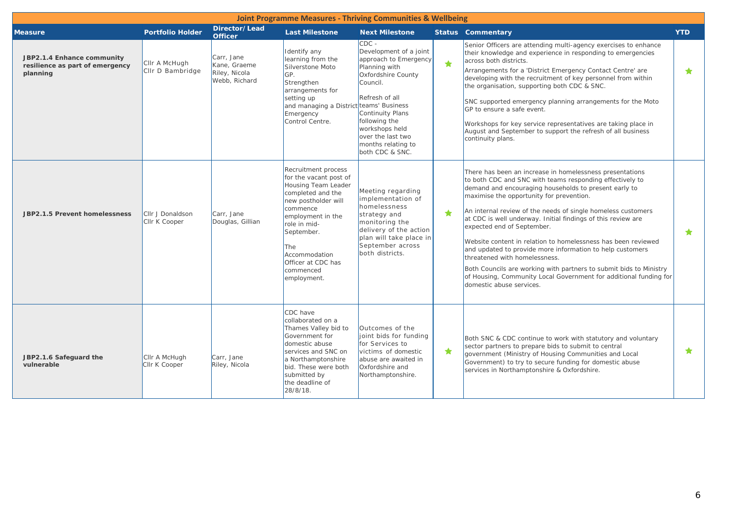## Joint Programme Measures - Thriving Communities & Wellbeing

| Measure | Portfolio Holder | Director/ Lead Officer | Last Milestone | Next Milestone | Status | Commentary | YTD |
|---|---|---|---|---|---|---|---|
| **JBP2.1.4 Enhance community resilience as part of emergency planning** | Cllr A McHugh<br>Cllr D Bambridge | Carr, Jane<br>Kane, Graeme<br>Riley, Nicola<br>Webb, Richard | Identify any learning from the Silverstone Moto GP.<br>Strengthen arrangements for setting up and managing a District Emergency Control Centre. | CDC - Development of a joint approach to Emergency Planning with Oxfordshire County Council.<br><br>Refresh of all teams' Business Continuity Plans following the workshops held over the last two months relating to both CDC & SNC. | ★ | Senior Officers are attending multi-agency exercises to enhance their knowledge and experience in responding to emergencies across both districts.<br>Arrangements for a 'District Emergency Contact Centre' are developing with the recruitment of key personnel from within the organisation, supporting both CDC & SNC.<br><br>SNC supported emergency planning arrangements for the Moto GP to ensure a safe event.<br><br>Workshops for key service representatives are taking place in August and September to support the refresh of all business continuity plans. | ★ |
| **JBP2.1.5 Prevent homelessness** | Cllr J Donaldson<br>Cllr K Cooper | Carr, Jane<br>Douglas, Gillian | Recruitment process for the vacant post of Housing Team Leader completed and the new postholder will commence employment in the role in mid-September.<br><br>The Accommodation Officer at CDC has commenced employment. | Meeting regarding implementation of homelessness strategy and monitoring the delivery of the action plan will take place in September across both districts. | ★ | There has been an increase in homelessness presentations to both CDC and SNC with teams responding effectively to demand and encouraging households to present early to maximise the opportunity for prevention.<br><br>An internal review of the needs of single homeless customers at CDC is well underway. Initial findings of this review are expected end of September.<br><br>Website content in relation to homelessness has been reviewed and updated to provide more information to help customers threatened with homelessness.<br><br>Both Councils are working with partners to submit bids to Ministry of Housing, Community Local Government for additional funding for domestic abuse services. | ★ |
| **JBP2.1.6 Safeguard the vulnerable** | Cllr A McHugh<br>Cllr K Cooper | Carr, Jane<br>Riley, Nicola | CDC have collaborated on a Thames Valley bid to Government for domestic abuse services and SNC on a Northamptonshire bid. These were both submitted by the deadline of 28/8/18. | Outcomes of the joint bids for funding for Services to victims of domestic abuse are awaited in Oxfordshire and Northamptonshire. | ★ | Both SNC & CDC continue to work with statutory and voluntary sector partners to prepare bids to submit to central government (Ministry of Housing Communities and Local Government) to try to secure funding for domestic abuse services in Northamptonshire & Oxfordshire. | ★ |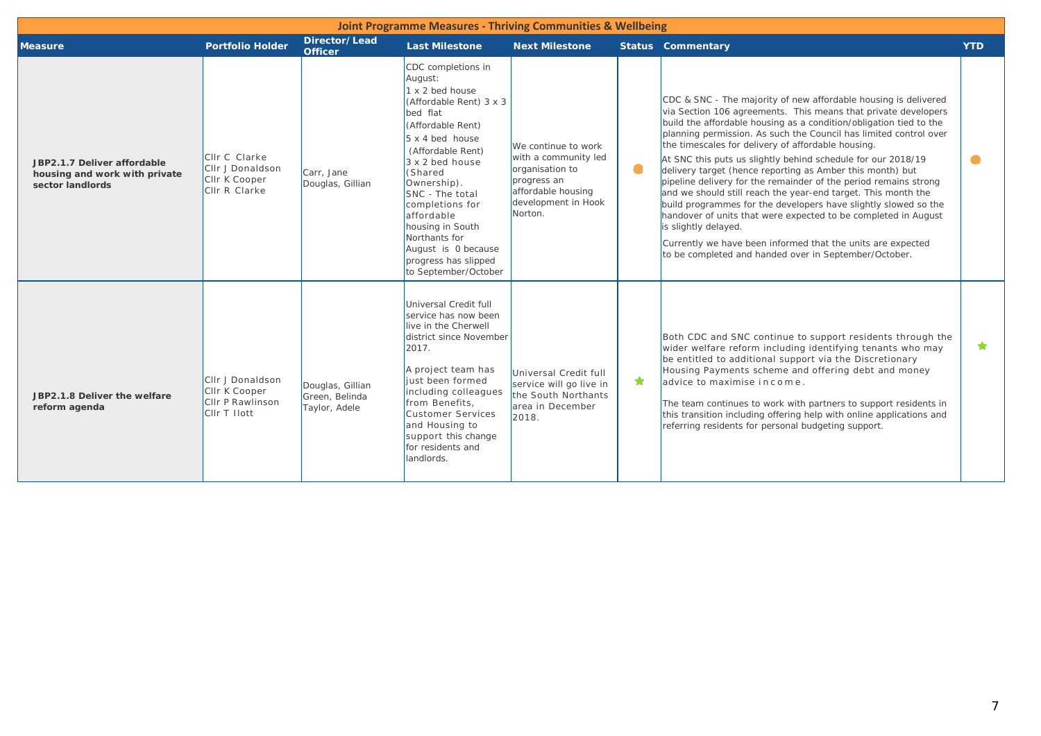| Joint Programme Measures - Thriving Communities & Wellbeing | | | | | | | |
|---|---|---|---|---|---|---|---|
| **Measure** | **Portfolio Holder** | **Director/Lead Officer** | **Last Milestone** | **Next Milestone** | **Status** | **Commentary** | **YTD** |
| **JBP2.1.7 Deliver affordable housing and work with private sector landlords** | Cllr C Clarke<br>Cllr J Donaldson<br>Cllr K Cooper<br>Cllr R Clarke | Carr, Jane<br>Douglas, Gillian | CDC completions in August:<br>1 x 2 bed house (Affordable Rent) 3 x 3 bed flat (Affordable Rent)<br>5 x 4 bed house (Affordable Rent)<br>3 x 2 bed house (Shared Ownership).<br>SNC - The total completions for affordable housing in South Northants for August is 0 because progress has slipped to September/October | We continue to work with a community led organisation to progress an affordable housing development in Hook Norton. | Amber | CDC & SNC - The majority of new affordable housing is delivered via Section 106 agreements. This means that private developers build the affordable housing as a condition/obligation tied to the planning permission. As such the Council has limited control over the timescales for delivery of affordable housing.<br>At SNC this puts us slightly behind schedule for our 2018/19 delivery target (hence reporting as Amber this month) but pipeline delivery for the remainder of the period remains strong and we should still reach the year-end target. This month the build programmes for the developers have slightly slowed so the handover of units that were expected to be completed in August is slightly delayed.<br>Currently we have been informed that the units are expected to be completed and handed over in September/October. | Amber |
| **JBP2.1.8 Deliver the welfare reform agenda** | Cllr J Donaldson<br>Cllr K Cooper<br>Cllr P Rawlinson<br>Cllr T Ilott | Douglas, Gillian<br>Green, Belinda<br>Taylor, Adele | Universal Credit full service has now been live in the Cherwell district since November 2017.<br>A project team has just been formed including colleagues from Benefits, Customer Services and Housing to support this change for residents and landlords. | Universal Credit full service will go live in the South Northants area in December 2018. | Green star | Both CDC and SNC continue to support residents through the wider welfare reform including identifying tenants who may be entitled to additional support via the Discretionary Housing Payments scheme and offering debt and money advice to maximise income.<br>The team continues to work with partners to support residents in this transition including offering help with online applications and referring residents for personal budgeting support. | Green star |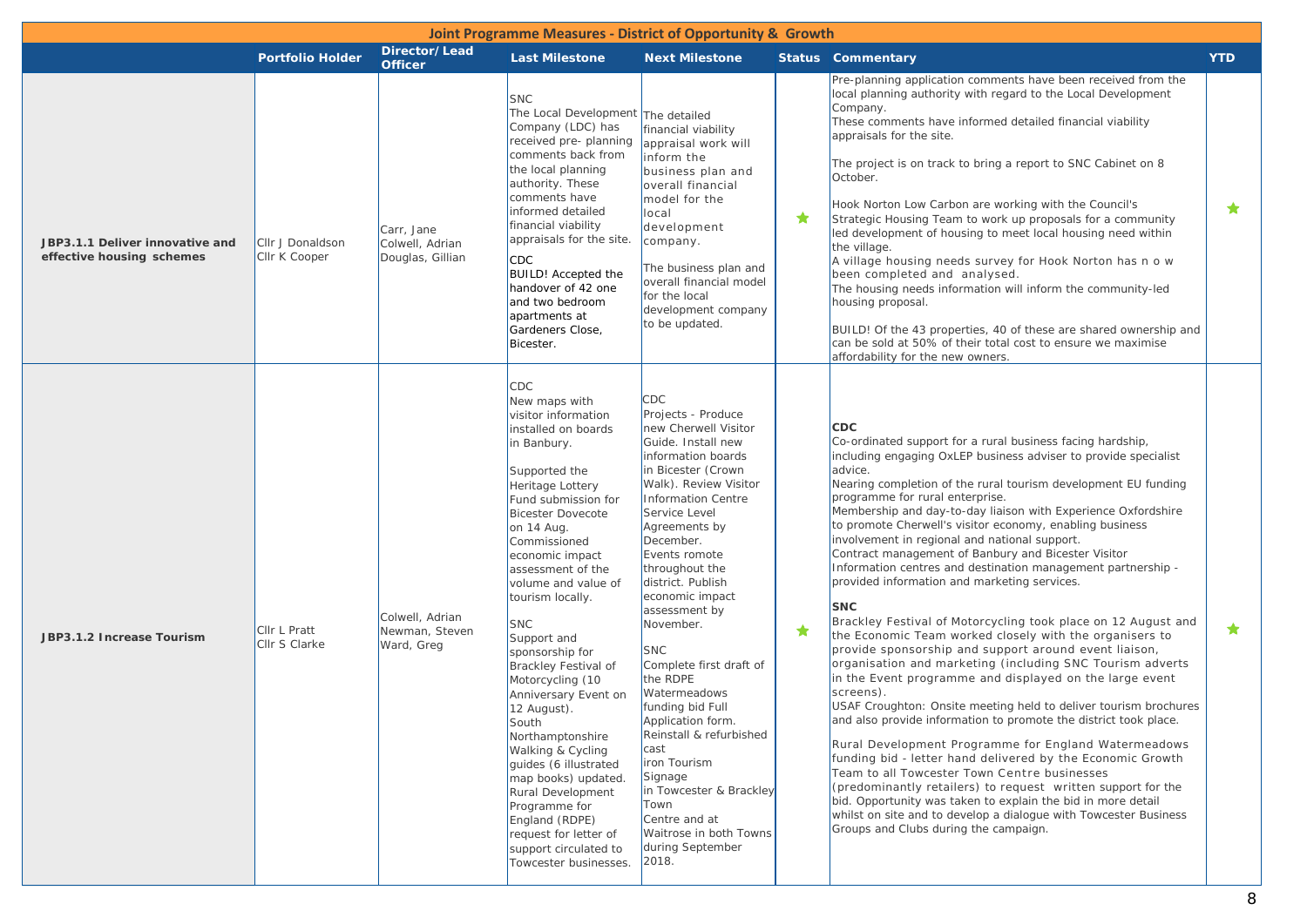| Joint Programme Measures - District of Opportunity & Growth | | | | | | | |
|---|---|---|---|---|---|---|---|
| | **Portfolio Holder** | **Director/Lead Officer** | **Last Milestone** | **Next Milestone** | **Status** | **Commentary** | **YTD** |
| **JBP3.1.1 Deliver innovative and effective housing schemes** | Cllr J Donaldson<br>Cllr K Cooper | Carr, Jane<br>Colwell, Adrian<br>Douglas, Gillian | SNC<br>The Local Development Company (LDC) has received pre- planning comments back from the local planning authority. These comments have informed detailed financial viability appraisals for the site.<br>CDC<br>BUILD! Accepted the handover of 42 one and two bedroom apartments at Gardeners Close, Bicester. | The detailed financial viability appraisal work will inform the business plan and overall financial model for the local development company.<br><br>The business plan and overall financial model for the local development company to be updated. | ★ | Pre-planning application comments have been received from the local planning authority with regard to the Local Development Company.<br>These comments have informed detailed financial viability appraisals for the site.<br><br>The project is on track to bring a report to SNC Cabinet on 8 October.<br><br>Hook Norton Low Carbon are working with the Council's Strategic Housing Team to work up proposals for a community led development of housing to meet local housing need within the village.<br>A village housing needs survey for Hook Norton has now been completed and analysed.<br>The housing needs information will inform the community-led housing proposal.<br><br>BUILD! Of the 43 properties, 40 of these are shared ownership and can be sold at 50% of their total cost to ensure we maximise affordability for the new owners. | ★ |
| **JBP3.1.2 Increase Tourism** | Cllr L Pratt<br>Cllr S Clarke | Colwell, Adrian<br>Newman, Steven<br>Ward, Greg | CDC<br>New maps with visitor information installed on boards in Banbury.<br><br>Supported the Heritage Lottery Fund submission for Bicester Dovecote on 14 Aug.<br>Commissioned economic impact assessment of the volume and value of tourism locally.<br><br>SNC<br>Support and sponsorship for Brackley Festival of Motorcycling (10 Anniversary Event on 12 August).<br>South Northamptonshire Walking & Cycling guides (6 illustrated map books) updated.<br>Rural Development Programme for England (RDPE) request for letter of support circulated to Towcester businesses. | CDC<br>Projects - Produce new Cherwell Visitor Guide. Install new information boards in Bicester (Crown Walk). Review Visitor Information Centre Service Level Agreements by December.<br>Events romote throughout the district. Publish economic impact assessment by November.<br><br>SNC<br>Complete first draft of the RDPE Watermeadows funding bid Full Application form.<br>Reinstall & refurbished cast iron Tourism Signage in Towcester & Brackley Town Centre and at Waitrose in both Towns during September 2018. | ★ | **CDC**<br>Co-ordinated support for a rural business facing hardship, including engaging OxLEP business adviser to provide specialist advice.<br>Nearing completion of the rural tourism development EU funding programme for rural enterprise.<br>Membership and day-to-day liaison with Experience Oxfordshire to promote Cherwell's visitor economy, enabling business involvement in regional and national support.<br>Contract management of Banbury and Bicester Visitor Information centres and destination management partnership - provided information and marketing services.<br><br>**SNC**<br>Brackley Festival of Motorcycling took place on 12 August and the Economic Team worked closely with the organisers to provide sponsorship and support around event liaison, organisation and marketing (including SNC Tourism adverts in the Event programme and displayed on the large event screens).<br>USAF Croughton: Onsite meeting held to deliver tourism brochures and also provide information to promote the district took place.<br><br>Rural Development Programme for England Watermeadows funding bid - letter hand delivered by the Economic Growth Team to all Towcester Town Centre businesses (predominantly retailers) to request written support for the bid. Opportunity was taken to explain the bid in more detail whilst on site and to develop a dialogue with Towcester Business Groups and Clubs during the campaign. | ★ |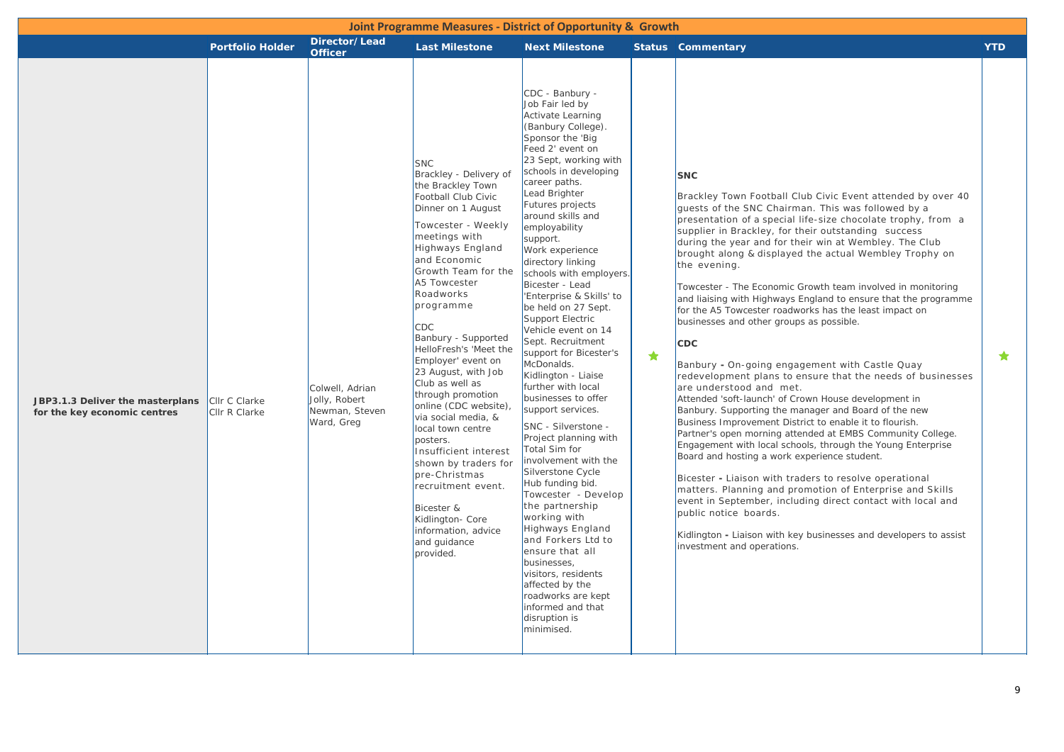**Joint Programme Measures - District of Opportunity & Growth**

| | Portfolio Holder | Director/ Lead Officer | Last Milestone | Next Milestone | Status | Commentary | YTD |
|---|---|---|---|---|---|---|---|
| **JBP3.1.3 Deliver the masterplans for the key economic centres** | Cllr C Clarke<br>Cllr R Clarke | Colwell, Adrian<br>Jolly, Robert<br>Newman, Steven<br>Ward, Greg | SNC<br>Brackley - Delivery of the Brackley Town Football Club Civic Dinner on 1 August<br><br>Towcester - Weekly meetings with Highways England and Economic Growth Team for the A5 Towcester Roadworks programme<br><br>CDC<br>Banbury - Supported HelloFresh's 'Meet the Employer' event on 23 August, with Job Club as well as through promotion online (CDC website), via social media, & local town centre posters.<br>Insufficient interest shown by traders for pre-Christmas recruitment event.<br><br>Bicester & Kidlington- Core information, advice and guidance provided. | CDC - Banbury - Job Fair led by Activate Learning (Banbury College). Sponsor the 'Big Feed 2' event on 23 Sept, working with schools in developing career paths.<br>Lead Brighter Futures projects around skills and employability support.<br>Work experience directory linking schools with employers.<br>Bicester - Lead 'Enterprise & Skills' to be held on 27 Sept. Support Electric Vehicle event on 14 Sept. Recruitment support for Bicester's McDonalds.<br>Kidlington - Liaise further with local businesses to offer support services.<br><br>SNC - Silverstone - Project planning with Total Sim for involvement with the Silverstone Cycle Hub funding bid.<br>Towcester - Develop the partnership working with Highways England and Forkers Ltd to ensure that all businesses, visitors, residents affected by the roadworks are kept informed and that disruption is minimised. | ★ | **SNC**<br><br>Brackley Town Football Club Civic Event attended by over 40 guests of the SNC Chairman. This was followed by a presentation of a special life-size chocolate trophy, from a supplier in Brackley, for their outstanding success during the year and for their win at Wembley. The Club brought along & displayed the actual Wembley Trophy on the evening.<br><br>Towcester - The Economic Growth team involved in monitoring and liaising with Highways England to ensure that the programme for the A5 Towcester roadworks has the least impact on businesses and other groups as possible.<br><br>**CDC**<br><br>Banbury **-** On-going engagement with Castle Quay redevelopment plans to ensure that the needs of businesses are understood and met.<br>Attended 'soft-launch' of Crown House development in Banbury. Supporting the manager and Board of the new Business Improvement District to enable it to flourish.<br>Partner's open morning attended at EMBS Community College. Engagement with local schools, through the Young Enterprise Board and hosting a work experience student.<br><br>Bicester **-** Liaison with traders to resolve operational matters. Planning and promotion of Enterprise and Skills event in September, including direct contact with local and public notice boards.<br><br>Kidlington **-** Liaison with key businesses and developers to assist investment and operations. | ★ |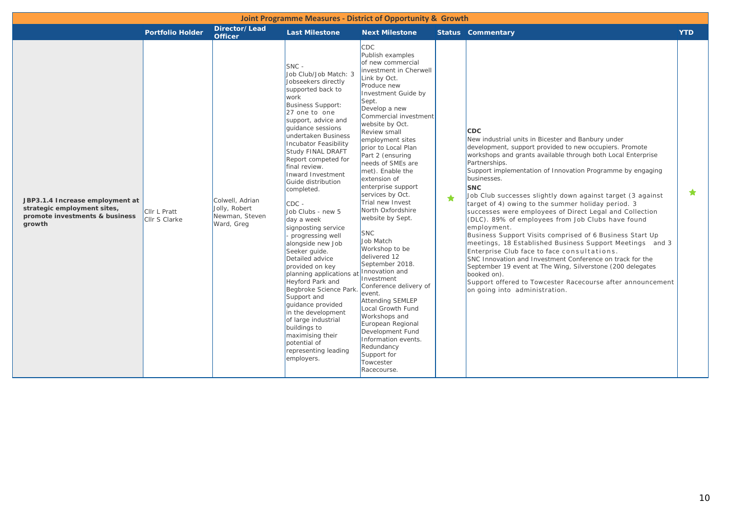## Joint Programme Measures - District of Opportunity & Growth

| | Portfolio Holder | Director/Lead Officer | Last Milestone | Next Milestone | Status | Commentary | YTD |
|---|---|---|---|---|---|---|---|
| **JBP3.1.4 Increase employment at strategic employment sites, promote investments & business growth** | Cllr L Pratt<br>Cllr S Clarke | Colwell, Adrian<br>Jolly, Robert<br>Newman, Steven<br>Ward, Greg | SNC -<br>Job Club/Job Match: 3 Jobseekers directly supported back to work<br>Business Support: 27 one to one support, advice and guidance sessions undertaken Business Incubator Feasibility Study FINAL DRAFT Report competed for final review.<br>Inward Investment Guide distribution completed.<br><br>CDC -<br>Job Clubs - new 5 day a week signposting service - progressing well alongside new Job Seeker guide.<br>Detailed advice provided on key planning applications at Heyford Park and Begbroke Science Park.<br>Support and guidance provided in the development of large industrial buildings to maximising their potential of representing leading employers. | CDC<br>Publish examples of new commercial investment in Cherwell Link by Oct.<br>Produce new Investment Guide by Sept.<br>Develop a new Commercial investment website by Oct.<br>Review small employment sites prior to Local Plan Part 2 (ensuring needs of SMEs are met). Enable the extension of enterprise support services by Oct.<br>Trial new Invest North Oxfordshire website by Sept.<br><br>SNC<br>Job Match Workshop to be delivered 12 September 2018.<br>Innovation and Investment Conference delivery of event.<br>Attending SEMLEP Local Growth Fund Workshops and European Regional Development Fund Information events.<br>Redundancy Support for Towcester Racecourse. | ★ | **CDC**<br>New industrial units in Bicester and Banbury under development, support provided to new occupiers. Promote workshops and grants available through both Local Enterprise Partnerships.<br>Support implementation of Innovation Programme by engaging businesses.<br>**SNC**<br>Job Club successes slightly down against target (3 against target of 4) owing to the summer holiday period. 3 successes were employees of Direct Legal and Collection (DLC). 89% of employees from Job Clubs have found employment.<br>Business Support Visits comprised of 6 Business Start Up meetings, 18 Established Business Support Meetings and 3 Enterprise Club face to face consultations.<br>SNC Innovation and Investment Conference on track for the September 19 event at The Wing, Silverstone (200 delegates booked on).<br>Support offered to Towcester Racecourse after announcement on going into administration. | ★ |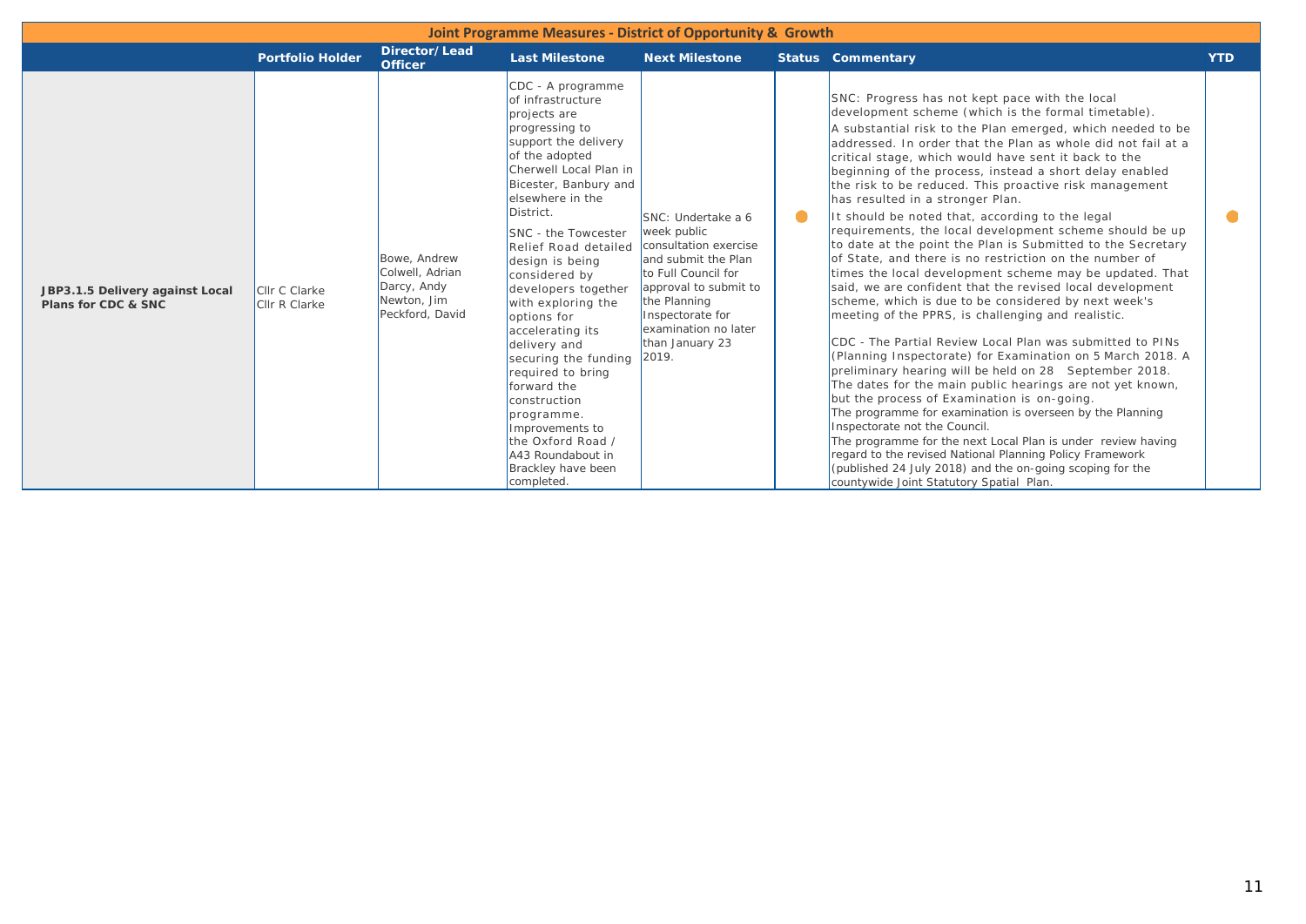| Joint Programme Measures - District of Opportunity & Growth | | | | | | | |
|---|---|---|---|---|---|---|---|
| | **Portfolio Holder** | **Director/Lead Officer** | **Last Milestone** | **Next Milestone** | **Status** | **Commentary** | **YTD** |
| **JBP3.1.5 Delivery against Local Plans for CDC & SNC** | Cllr C Clarke<br>Cllr R Clarke | Bowe, Andrew<br>Colwell, Adrian<br>Darcy, Andy<br>Newton, Jim<br>Peckford, David | CDC - A programme of infrastructure projects are progressing to support the delivery of the adopted Cherwell Local Plan in Bicester, Banbury and elsewhere in the District.<br><br>SNC - the Towcester Relief Road detailed design is being considered by developers together with exploring the options for accelerating its delivery and securing the funding required to bring forward the construction programme.<br>Improvements to the Oxford Road / A43 Roundabout in Brackley have been completed. | SNC: Undertake a 6 week public consultation exercise and submit the Plan to Full Council for approval to submit to the Planning Inspectorate for examination no later than January 23 2019. | ● | SNC: Progress has not kept pace with the local development scheme (which is the formal timetable).<br>A substantial risk to the Plan emerged, which needed to be addressed. In order that the Plan as whole did not fail at a critical stage, which would have sent it back to the beginning of the process, instead a short delay enabled the risk to be reduced. This proactive risk management has resulted in a stronger Plan.<br>It should be noted that, according to the legal requirements, the local development scheme should be up to date at the point the Plan is Submitted to the Secretary of State, and there is no restriction on the number of times the local development scheme may be updated. That said, we are confident that the revised local development scheme, which is due to be considered by next week's meeting of the PPRS, is challenging and realistic.<br><br>CDC - The Partial Review Local Plan was submitted to PINs (Planning Inspectorate) for Examination on 5 March 2018. A preliminary hearing will be held on 28 September 2018. The dates for the main public hearings are not yet known, but the process of Examination is on-going.<br>The programme for examination is overseen by the Planning Inspectorate not the Council.<br>The programme for the next Local Plan is under review having regard to the revised National Planning Policy Framework (published 24 July 2018) and the on-going scoping for the countywide Joint Statutory Spatial Plan. | ● |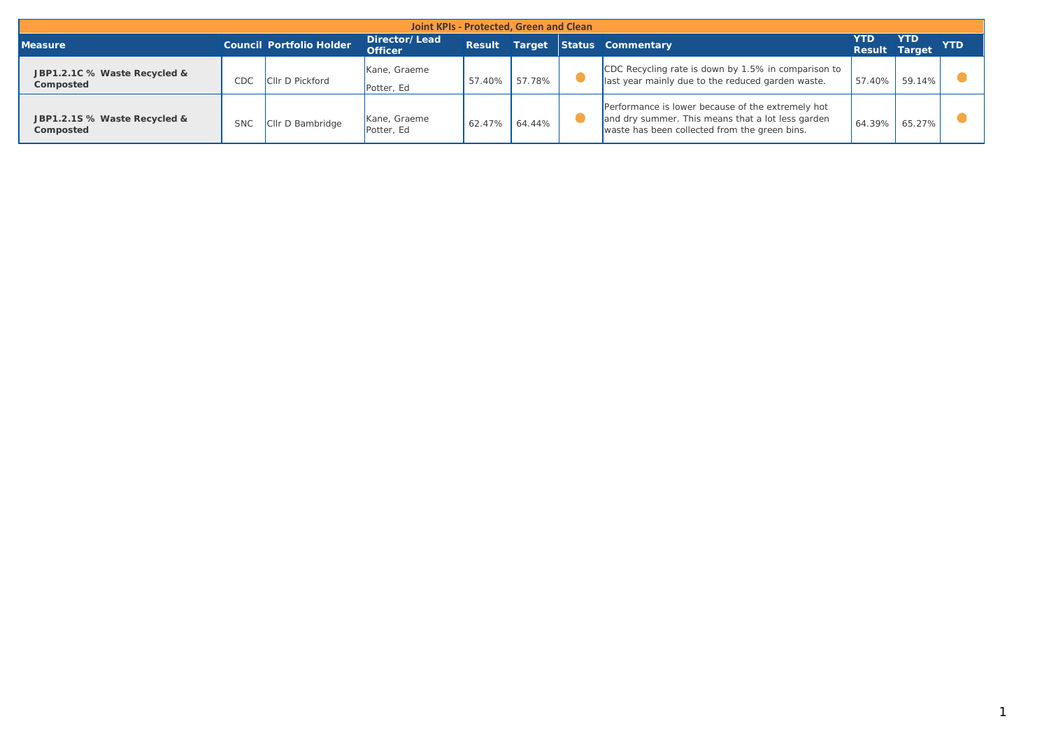| Joint KPIs - Protected, Green and Clean | | | | | | | | | | |
|---|---|---|---|---|---|---|---|---|---|---|
| **Measure** | **Council** | **Portfolio Holder** | **Director/ Lead Officer** | **Result** | **Target** | **Status** | **Commentary** | **YTD Result** | **YTD Target** | **YTD** |
| **JBP1.2.1C % Waste Recycled & Composted** | CDC | Cllr D Pickford | Kane, Graeme<br>Potter, Ed | 57.40% | 57.78% | ● | CDC Recycling rate is down by 1.5% in comparison to last year mainly due to the reduced garden waste. | 57.40% | 59.14% | ● |
| **JBP1.2.1S % Waste Recycled & Composted** | SNC | Cllr D Bambridge | Kane, Graeme<br>Potter, Ed | 62.47% | 64.44% | ● | Performance is lower because of the extremely hot and dry summer. This means that a lot less garden waste has been collected from the green bins. | 64.39% | 65.27% | ● |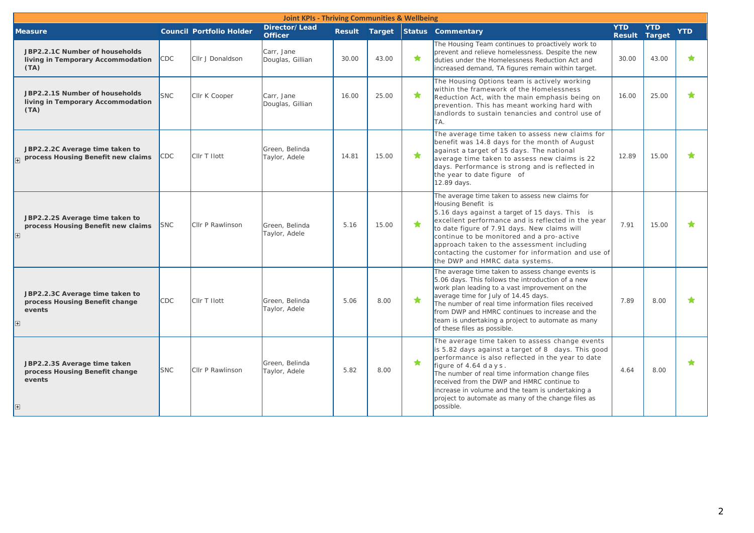## Joint KPIs - Thriving Communities & Wellbeing

| Measure | Council | Portfolio Holder | Director/ Lead Officer | Result | Target | Status | Commentary | YTD Result | YTD Target | YTD |
|---|---|---|---|---|---|---|---|---|---|---|
| **JBP2.2.1C Number of households living in Temporary Accommodation (TA)** | CDC | Cllr J Donaldson | Carr, Jane Douglas, Gillian | 30.00 | 43.00 | ★ | The Housing Team continues to proactively work to prevent and relieve homelessness. Despite the new duties under the Homelessness Reduction Act and increased demand, TA figures remain within target. | 30.00 | 43.00 | ★ |
| **JBP2.2.1S Number of households living in Temporary Accommodation (TA)** | SNC | Cllr K Cooper | Carr, Jane Douglas, Gillian | 16.00 | 25.00 | ★ | The Housing Options team is actively working within the framework of the Homelessness Reduction Act, with the main emphasis being on prevention. This has meant working hard with landlords to sustain tenancies and control use of TA. | 16.00 | 25.00 | ★ |
| **JBP2.2.2C Average time taken to process Housing Benefit new claims** | CDC | Cllr T Ilott | Green, Belinda Taylor, Adele | 14.81 | 15.00 | ★ | The average time taken to assess new claims for benefit was 14.8 days for the month of August against a target of 15 days. The national average time taken to assess new claims is 22 days. Performance is strong and is reflected in the year to date figure of 12.89 days. | 12.89 | 15.00 | ★ |
| **JBP2.2.2S Average time taken to process Housing Benefit new claims** | SNC | Cllr P Rawlinson | Green, Belinda Taylor, Adele | 5.16 | 15.00 | ★ | The average time taken to assess new claims for Housing Benefit is 5.16 days against a target of 15 days. This is excellent performance and is reflected in the year to date figure of 7.91 days. New claims will continue to be monitored and a pro-active approach taken to the assessment including contacting the customer for information and use of the DWP and HMRC data systems. | 7.91 | 15.00 | ★ |
| **JBP2.2.3C Average time taken to process Housing Benefit change events** | CDC | Cllr T Ilott | Green, Belinda Taylor, Adele | 5.06 | 8.00 | ★ | The average time taken to assess change events is 5.06 days. This follows the introduction of a new work plan leading to a vast improvement on the average time for July of 14.45 days. The number of real time information files received from DWP and HMRC continues to increase and the team is undertaking a project to automate as many of these files as possible. | 7.89 | 8.00 | ★ |
| **JBP2.2.3S Average time taken process Housing Benefit change events** | SNC | Cllr P Rawlinson | Green, Belinda Taylor, Adele | 5.82 | 8.00 | ★ | The average time taken to assess change events is 5.82 days against a target of 8 days. This good performance is also reflected in the year to date figure of 4.64 days. The number of real time information change files received from the DWP and HMRC continue to increase in volume and the team is undertaking a project to automate as many of the change files as possible. | 4.64 | 8.00 | ★ |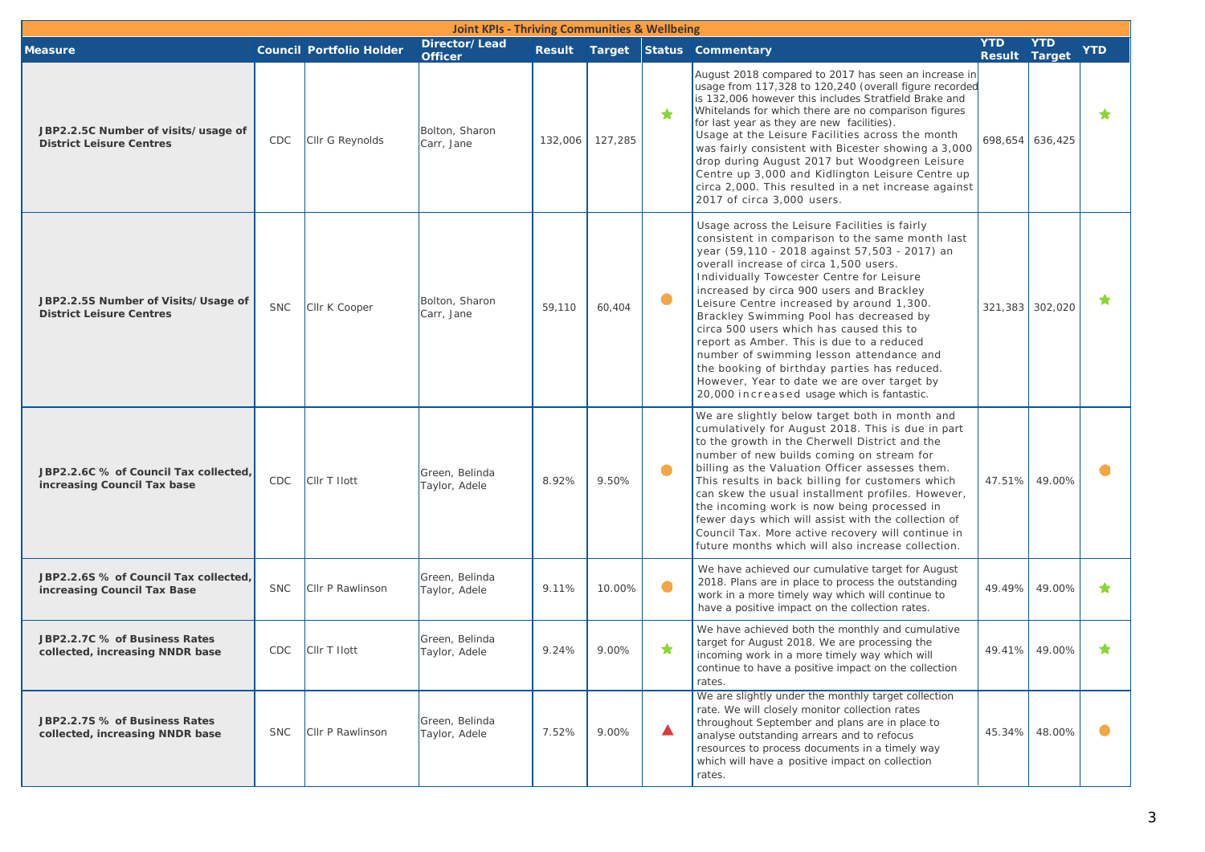## Joint KPIs - Thriving Communities & Wellbeing

| Measure | Council | Portfolio Holder | Director/ Lead Officer | Result | Target | Status | Commentary | YTD Result | YTD Target | YTD |
|---|---|---|---|---|---|---|---|---|---|---|
| **JBP2.2.5C Number of visits/usage of District Leisure Centres** | CDC | Cllr G Reynolds | Bolton, Sharon<br>Carr, Jane | 132,006 | 127,285 | ★ | August 2018 compared to 2017 has seen an increase in usage from 117,328 to 120,240 (overall figure recorded is 132,006 however this includes Stratfield Brake and Whitelands for which there are no comparison figures for last year as they are new facilities).<br>Usage at the Leisure Facilities across the month was fairly consistent with Bicester showing a 3,000 drop during August 2017 but Woodgreen Leisure Centre up 3,000 and Kidlington Leisure Centre up circa 2,000. This resulted in a net increase against 2017 of circa 3,000 users. | 698,654 | 636,425 | ★ |
| **JBP2.2.5S Number of Visits/Usage of District Leisure Centres** | SNC | Cllr K Cooper | Bolton, Sharon<br>Carr, Jane | 59,110 | 60,404 | ● | Usage across the Leisure Facilities is fairly consistent in comparison to the same month last year (59,110 - 2018 against 57,503 - 2017) an overall increase of circa 1,500 users.<br>Individually Towcester Centre for Leisure increased by circa 900 users and Brackley Leisure Centre increased by around 1,300. Brackley Swimming Pool has decreased by circa 500 users which has caused this to report as Amber. This is due to a reduced number of swimming lesson attendance and the booking of birthday parties has reduced. However, Year to date we are over target by 20,000 increased usage which is fantastic. | 321,383 | 302,020 | ★ |
| **JBP2.2.6C % of Council Tax collected, increasing Council Tax base** | CDC | Cllr T Ilott | Green, Belinda<br>Taylor, Adele | 8.92% | 9.50% | ● | We are slightly below target both in month and cumulatively for August 2018. This is due in part to the growth in the Cherwell District and the number of new builds coming on stream for billing as the Valuation Officer assesses them. This results in back billing for customers which can skew the usual installment profiles. However, the incoming work is now being processed in fewer days which will assist with the collection of Council Tax. More active recovery will continue in future months which will also increase collection. | 47.51% | 49.00% | ● |
| **JBP2.2.6S % of Council Tax collected, increasing Council Tax Base** | SNC | Cllr P Rawlinson | Green, Belinda<br>Taylor, Adele | 9.11% | 10.00% | ● | We have achieved our cumulative target for August 2018. Plans are in place to process the outstanding work in a more timely way which will continue to have a positive impact on the collection rates. | 49.49% | 49.00% | ★ |
| **JBP2.2.7C % of Business Rates collected, increasing NNDR base** | CDC | Cllr T Ilott | Green, Belinda<br>Taylor, Adele | 9.24% | 9.00% | ★ | We have achieved both the monthly and cumulative target for August 2018. We are processing the incoming work in a more timely way which will continue to have a positive impact on the collection rates. | 49.41% | 49.00% | ★ |
| **JBP2.2.7S % of Business Rates collected, increasing NNDR base** | SNC | Cllr P Rawlinson | Green, Belinda<br>Taylor, Adele | 7.52% | 9.00% | ▲ | We are slightly under the monthly target collection rate. We will closely monitor collection rates throughout September and plans are in place to analyse outstanding arrears and to refocus resources to process documents in a timely way which will have a positive impact on collection rates. | 45.34% | 48.00% | ● |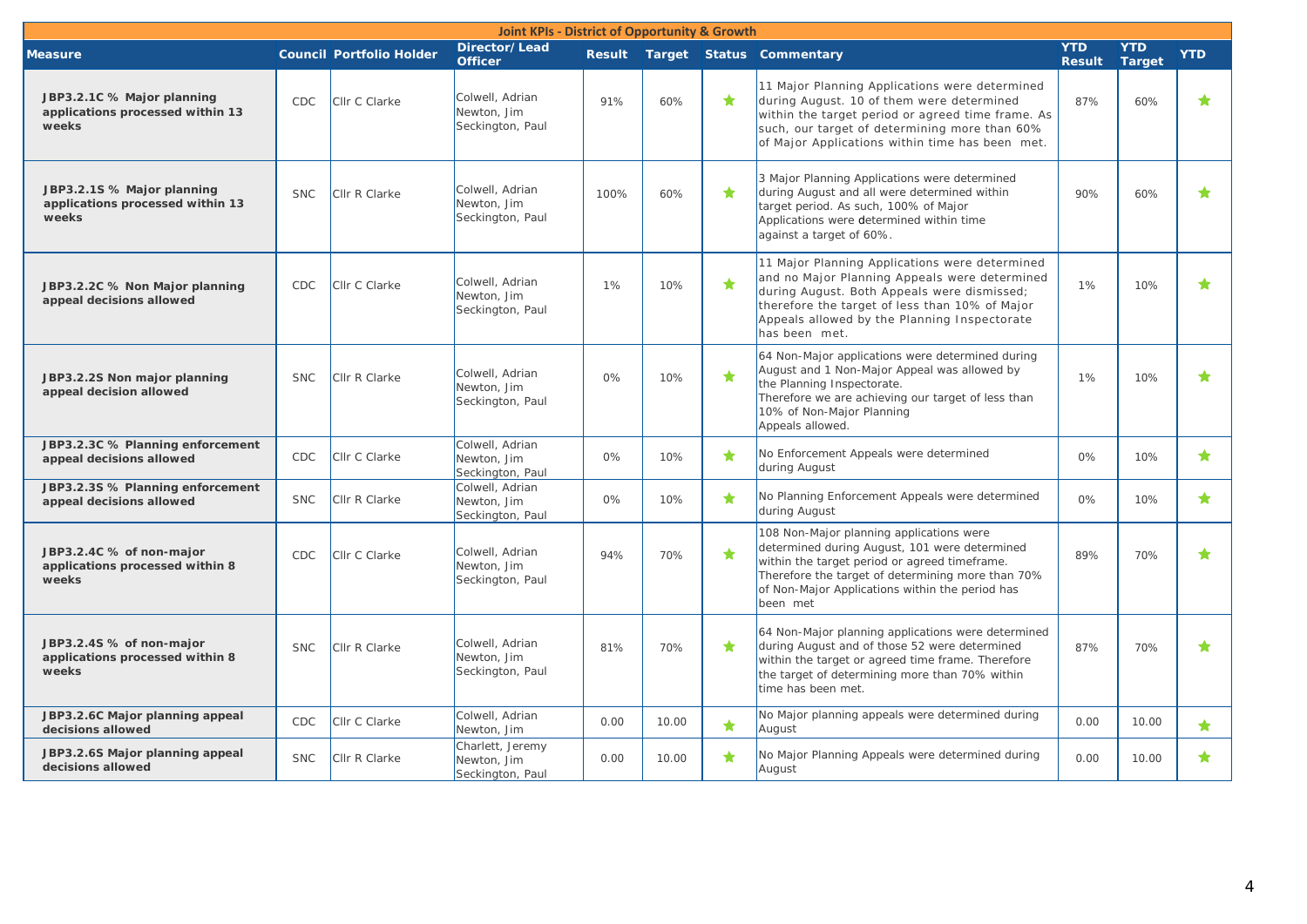| Joint KPIs - District of Opportunity & Growth | | | | | | | | | | |
|---|---|---|---|---|---|---|---|---|---|---|
| **Measure** | **Council** | **Portfolio Holder** | **Director/ Lead Officer** | **Result** | **Target** | **Status** | **Commentary** | **YTD Result** | **YTD Target** | **YTD** |
| **JBP3.2.1C % Major planning applications processed within 13 weeks** | CDC | Cllr C Clarke | Colwell, Adrian Newton, Jim Seckington, Paul | 91% | 60% | ★ | 11 Major Planning Applications were determined during August. 10 of them were determined within the target period or agreed time frame. As such, our target of determining more than 60% of Major Applications within time has been met. | 87% | 60% | ★ |
| **JBP3.2.1S % Major planning applications processed within 13 weeks** | SNC | Cllr R Clarke | Colwell, Adrian Newton, Jim Seckington, Paul | 100% | 60% | ★ | 3 Major Planning Applications were determined during August and all were determined within target period. As such, 100% of Major Applications were determined within time against a target of 60%. | 90% | 60% | ★ |
| **JBP3.2.2C % Non Major planning appeal decisions allowed** | CDC | Cllr C Clarke | Colwell, Adrian Newton, Jim Seckington, Paul | 1% | 10% | ★ | 11 Major Planning Applications were determined and no Major Planning Appeals were determined during August. Both Appeals were dismissed; therefore the target of less than 10% of Major Appeals allowed by the Planning Inspectorate has been met. | 1% | 10% | ★ |
| **JBP3.2.2S Non major planning appeal decision allowed** | SNC | Cllr R Clarke | Colwell, Adrian Newton, Jim Seckington, Paul | 0% | 10% | ★ | 64 Non-Major applications were determined during August and 1 Non-Major Appeal was allowed by the Planning Inspectorate. Therefore we are achieving our target of less than 10% of Non-Major Planning Appeals allowed. | 1% | 10% | ★ |
| **JBP3.2.3C % Planning enforcement appeal decisions allowed** | CDC | Cllr C Clarke | Colwell, Adrian Newton, Jim Seckington, Paul | 0% | 10% | ★ | No Enforcement Appeals were determined during August | 0% | 10% | ★ |
| **JBP3.2.3S % Planning enforcement appeal decisions allowed** | SNC | Cllr R Clarke | Colwell, Adrian Newton, Jim Seckington, Paul | 0% | 10% | ★ | No Planning Enforcement Appeals were determined during August | 0% | 10% | ★ |
| **JBP3.2.4C % of non-major applications processed within 8 weeks** | CDC | Cllr C Clarke | Colwell, Adrian Newton, Jim Seckington, Paul | 94% | 70% | ★ | 108 Non-Major planning applications were determined during August, 101 were determined within the target period or agreed timeframe. Therefore the target of determining more than 70% of Non-Major Applications within the period has been met | 89% | 70% | ★ |
| **JBP3.2.4S % of non-major applications processed within 8 weeks** | SNC | Cllr R Clarke | Colwell, Adrian Newton, Jim Seckington, Paul | 81% | 70% | ★ | 64 Non-Major planning applications were determined during August and of those 52 were determined within the target or agreed time frame. Therefore the target of determining more than 70% within time has been met. | 87% | 70% | ★ |
| **JBP3.2.6C Major planning appeal decisions allowed** | CDC | Cllr C Clarke | Colwell, Adrian Newton, Jim | 0.00 | 10.00 | ★ | No Major planning appeals were determined during August | 0.00 | 10.00 | ★ |
| **JBP3.2.6S Major planning appeal decisions allowed** | SNC | Cllr R Clarke | Charlett, Jeremy Newton, Jim Seckington, Paul | 0.00 | 10.00 | ★ | No Major Planning Appeals were determined during August | 0.00 | 10.00 | ★ |